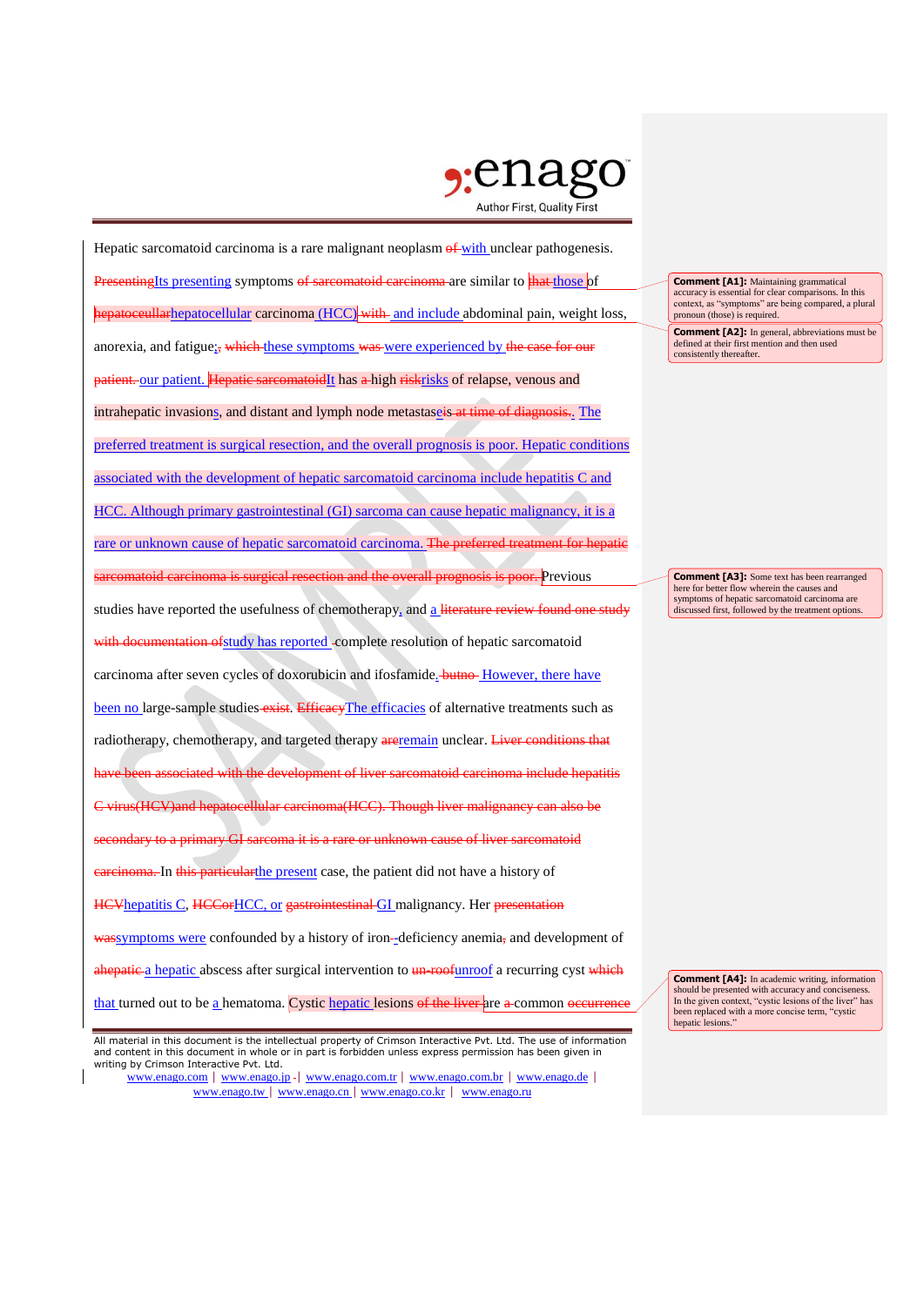Hepatic sarcomatoid carcinoma is a rare malignant neoplasm ~~of~~ with unclear pathogenesis. ~~Presenting~~Its presenting symptoms ~~of sarcomatoid carcinoma~~ are similar to ~~that~~ those of ~~hepatoceullar~~hepatocellular carcinoma (HCC) ~~with~~ and include abdominal pain, weight loss, anorexia, and fatigue~~;~~. ~~which~~ these symptoms ~~was~~ were experienced by ~~the case for our patient.~~ our patient. ~~Hepatic sarcomatoid~~It has ~~a~~ high ~~risk~~risks of relapse, venous and intrahepatic invasions, and distant and lymph node metastas~~is~~es ~~at time of diagnosis~~. The preferred treatment is surgical resection, and the overall prognosis is poor. Hepatic conditions associated with the development of hepatic sarcomatoid carcinoma include hepatitis C and HCC. Although primary gastrointestinal (GI) sarcoma can cause hepatic malignancy, it is a rare or unknown cause of hepatic sarcomatoid carcinoma. ~~The preferred treatment for hepatic sarcomatoid carcinoma is surgical resection and the overall prognosis is poor.~~ Previous studies have reported the usefulness of chemotherapy, and a ~~literature review found one study with documentation of~~study has reported complete resolution of hepatic sarcomatoid carcinoma after seven cycles of doxorubicin and ifosfamide. ~~but no~~ However, there have been no large-sample studies ~~exist~~. ~~Efficacy~~The efficacies of alternative treatments such as radiotherapy, chemotherapy, and targeted therapy ~~are~~remain unclear. ~~Liver conditions that have been associated with the development of liver sarcomatoid carcinoma include hepatitis C virus(HCV)and hepatocellular carcinoma(HCC). Though liver malignancy can also be secondary to a primary GI sarcoma it is a rare or unknown cause of liver sarcomatoid carcinoma.~~ In ~~this particular~~the present case, the patient did not have a history of ~~HCV~~hepatitis C, ~~HCC or~~HCC, or ~~gastrointestinal~~ GI malignancy. Her ~~presentation was~~symptoms were confounded by a history of iron-deficiency anemia~~,~~ and development of ~~a hepatic~~ a hepatic abscess after surgical intervention to ~~un-roof~~unroof a recurring cyst ~~which~~ that turned out to be a hematoma. Cystic hepatic lesions ~~of the liver~~ are ~~a~~ common ~~occurrence~~

**Comment [A1]:** Maintaining grammatical accuracy is essential for clear comparisons. In this context, as "symptoms" are being compared, a plural pronoun (those) is required.

**Comment [A2]:** In general, abbreviations must be defined at their first mention and then used consistently thereafter.

**Comment [A3]:** Some text has been rearranged here for better flow wherein the causes and symptoms of hepatic sarcomatoid carcinoma are discussed first, followed by the treatment options.

**Comment [A4]:** In academic writing, information should be presented with accuracy and conciseness. In the given context, "cystic lesions of the liver" has been replaced with a more concise term, "cystic hepatic lesions."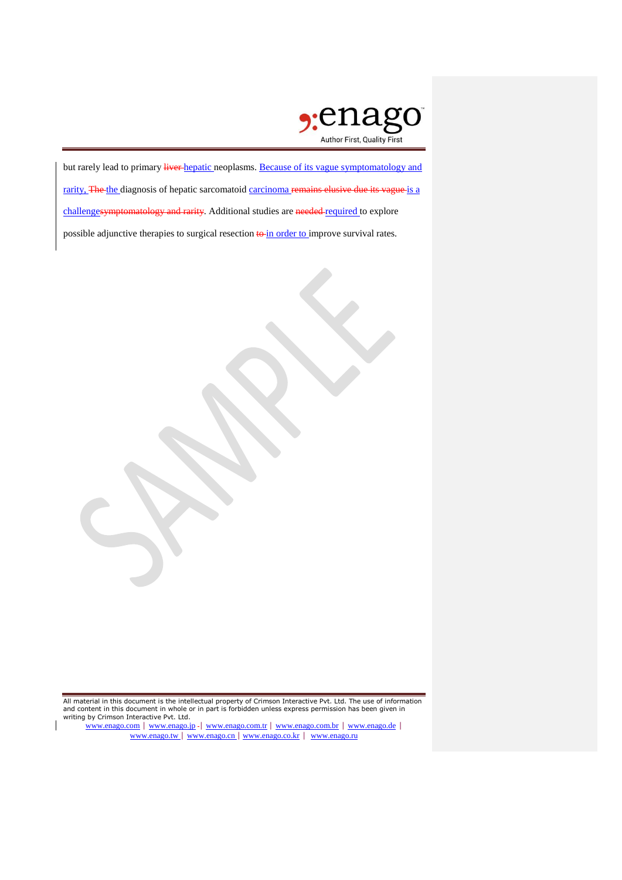but rarely lead to primary ~~liver~~ hepatic neoplasms. Because of its vague symptomatology and rarity, ~~The~~ the diagnosis of hepatic sarcomatoid carcinoma ~~remains elusive due its vague~~ is a challenge~~symptomatology and rarity~~. Additional studies are ~~needed~~ required to explore possible adjunctive therapies to surgical resection ~~to~~ in order to improve survival rates.